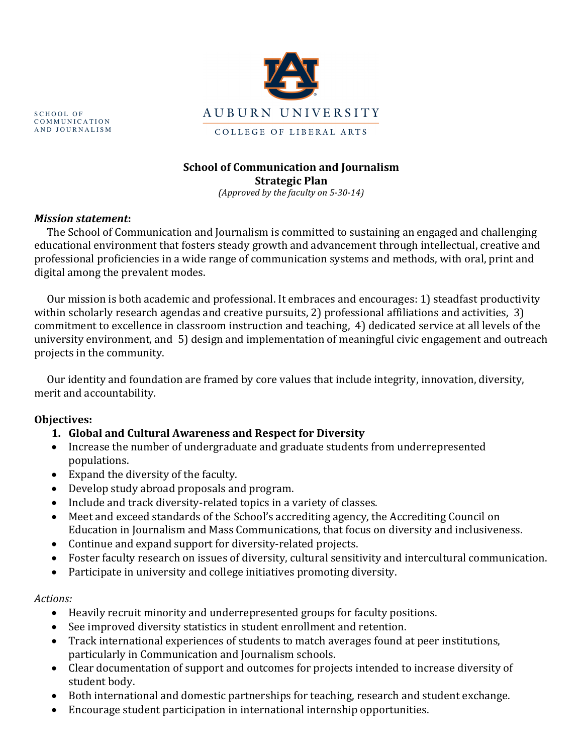SCHOOL OF
COMMUNICATION
AND JOURNALISM

AUBURN UNIVERSITY

COLLEGE OF LIBERAL ARTS

# School of Communication and Journalism
## Strategic Plan
*(Approved by the faculty on 5-30-14)*

***Mission statement*:**

The School of Communication and Journalism is committed to sustaining an engaged and challenging educational environment that fosters steady growth and advancement through intellectual, creative and professional proficiencies in a wide range of communication systems and methods, with oral, print and digital among the prevalent modes.

Our mission is both academic and professional. It embraces and encourages: 1) steadfast productivity within scholarly research agendas and creative pursuits, 2) professional affiliations and activities, 3) commitment to excellence in classroom instruction and teaching, 4) dedicated service at all levels of the university environment, and 5) design and implementation of meaningful civic engagement and outreach projects in the community.

Our identity and foundation are framed by core values that include integrity, innovation, diversity, merit and accountability.

**Objectives:**

1. **Global and Cultural Awareness and Respect for Diversity**

- Increase the number of undergraduate and graduate students from underrepresented populations.
- Expand the diversity of the faculty.
- Develop study abroad proposals and program.
- Include and track diversity-related topics in a variety of classes.
- Meet and exceed standards of the School's accrediting agency, the Accrediting Council on Education in Journalism and Mass Communications, that focus on diversity and inclusiveness.
- Continue and expand support for diversity-related projects.
- Foster faculty research on issues of diversity, cultural sensitivity and intercultural communication.
- Participate in university and college initiatives promoting diversity.

*Actions:*

- Heavily recruit minority and underrepresented groups for faculty positions.
- See improved diversity statistics in student enrollment and retention.
- Track international experiences of students to match averages found at peer institutions, particularly in Communication and Journalism schools.
- Clear documentation of support and outcomes for projects intended to increase diversity of student body.
- Both international and domestic partnerships for teaching, research and student exchange.
- Encourage student participation in international internship opportunities.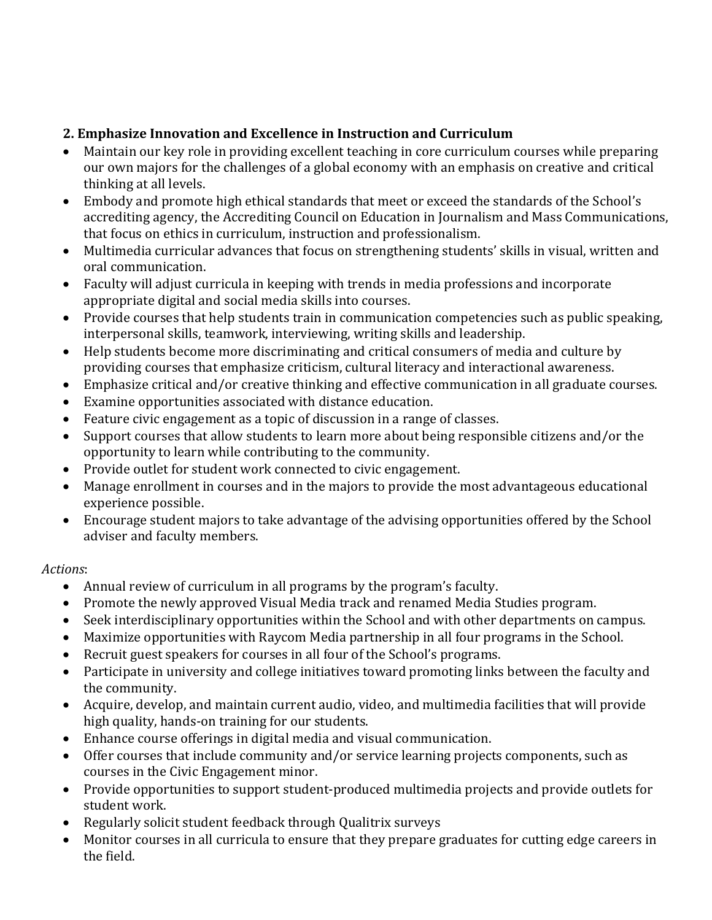**2. Emphasize Innovation and Excellence in Instruction and Curriculum**

- Maintain our key role in providing excellent teaching in core curriculum courses while preparing our own majors for the challenges of a global economy with an emphasis on creative and critical thinking at all levels.
- Embody and promote high ethical standards that meet or exceed the standards of the School's accrediting agency, the Accrediting Council on Education in Journalism and Mass Communications, that focus on ethics in curriculum, instruction and professionalism.
- Multimedia curricular advances that focus on strengthening students' skills in visual, written and oral communication.
- Faculty will adjust curricula in keeping with trends in media professions and incorporate appropriate digital and social media skills into courses.
- Provide courses that help students train in communication competencies such as public speaking, interpersonal skills, teamwork, interviewing, writing skills and leadership.
- Help students become more discriminating and critical consumers of media and culture by providing courses that emphasize criticism, cultural literacy and interactional awareness.
- Emphasize critical and/or creative thinking and effective communication in all graduate courses.
- Examine opportunities associated with distance education.
- Feature civic engagement as a topic of discussion in a range of classes.
- Support courses that allow students to learn more about being responsible citizens and/or the opportunity to learn while contributing to the community.
- Provide outlet for student work connected to civic engagement.
- Manage enrollment in courses and in the majors to provide the most advantageous educational experience possible.
- Encourage student majors to take advantage of the advising opportunities offered by the School adviser and faculty members.

*Actions*:

- Annual review of curriculum in all programs by the program's faculty.
- Promote the newly approved Visual Media track and renamed Media Studies program.
- Seek interdisciplinary opportunities within the School and with other departments on campus.
- Maximize opportunities with Raycom Media partnership in all four programs in the School.
- Recruit guest speakers for courses in all four of the School's programs.
- Participate in university and college initiatives toward promoting links between the faculty and the community.
- Acquire, develop, and maintain current audio, video, and multimedia facilities that will provide high quality, hands-on training for our students.
- Enhance course offerings in digital media and visual communication.
- Offer courses that include community and/or service learning projects components, such as courses in the Civic Engagement minor.
- Provide opportunities to support student-produced multimedia projects and provide outlets for student work.
- Regularly solicit student feedback through Qualitrix surveys
- Monitor courses in all curricula to ensure that they prepare graduates for cutting edge careers in the field.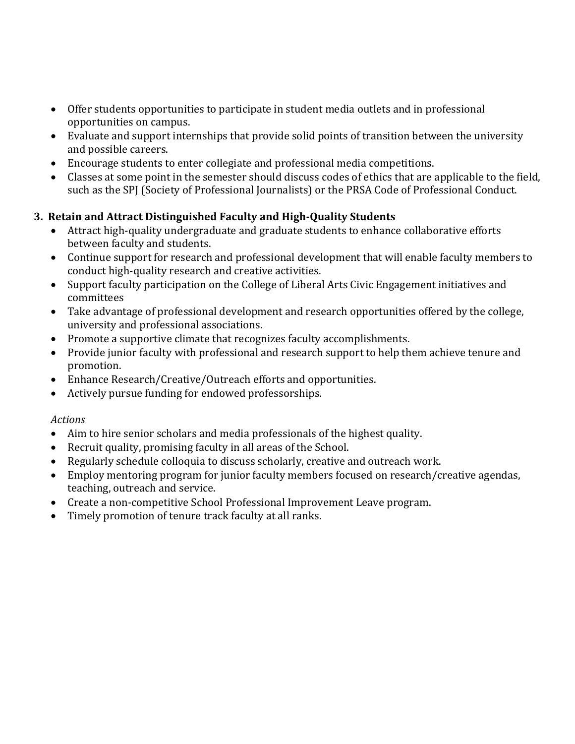- Offer students opportunities to participate in student media outlets and in professional opportunities on campus.
- Evaluate and support internships that provide solid points of transition between the university and possible careers.
- Encourage students to enter collegiate and professional media competitions.
- Classes at some point in the semester should discuss codes of ethics that are applicable to the field, such as the SPJ (Society of Professional Journalists) or the PRSA Code of Professional Conduct.

### 3. Retain and Attract Distinguished Faculty and High-Quality Students

- Attract high-quality undergraduate and graduate students to enhance collaborative efforts between faculty and students.
- Continue support for research and professional development that will enable faculty members to conduct high-quality research and creative activities.
- Support faculty participation on the College of Liberal Arts Civic Engagement initiatives and committees
- Take advantage of professional development and research opportunities offered by the college, university and professional associations.
- Promote a supportive climate that recognizes faculty accomplishments.
- Provide junior faculty with professional and research support to help them achieve tenure and promotion.
- Enhance Research/Creative/Outreach efforts and opportunities.
- Actively pursue funding for endowed professorships.

*Actions*

- Aim to hire senior scholars and media professionals of the highest quality.
- Recruit quality, promising faculty in all areas of the School.
- Regularly schedule colloquia to discuss scholarly, creative and outreach work.
- Employ mentoring program for junior faculty members focused on research/creative agendas, teaching, outreach and service.
- Create a non-competitive School Professional Improvement Leave program.
- Timely promotion of tenure track faculty at all ranks.